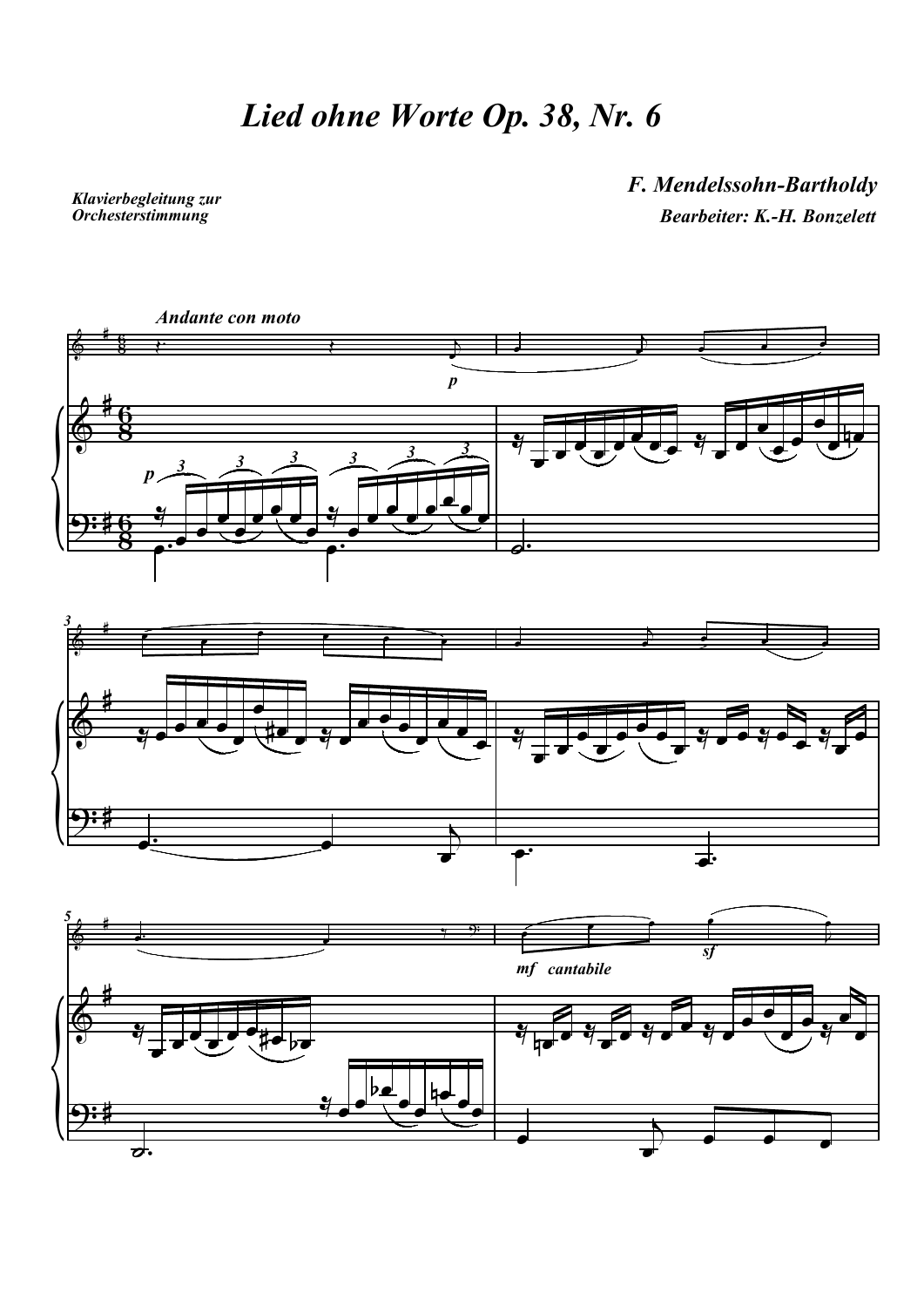# *Lied ohne Worte Op. 38, Nr. 6*

***Klavierbegleitung zur Orchesterstimmung***

***F. Mendelssohn-Bartholdy***

***Bearbeiter: K.-H. Bonzelett***